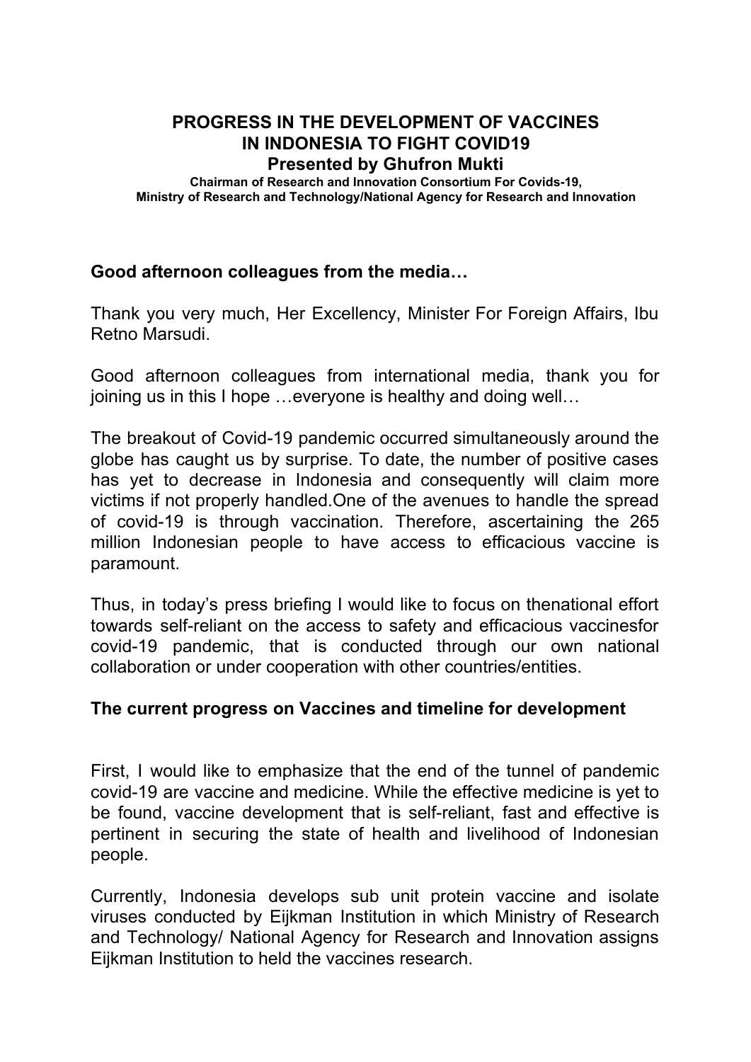# PROGRESS IN THE DEVELOPMENT OF VACCINES IN INDONESIA TO FIGHT COVID19

## Presented by Ghufron Mukti

**Chairman of Research and Innovation Consortium For Covids-19, Ministry of Research and Technology/National Agency for Research and Innovation**

**Good afternoon colleagues from the media…**

Thank you very much, Her Excellency, Minister For Foreign Affairs, Ibu Retno Marsudi.

Good afternoon colleagues from international media, thank you for joining us in this I hope …everyone is healthy and doing well…

The breakout of Covid-19 pandemic occurred simultaneously around the globe has caught us by surprise. To date, the number of positive cases has yet to decrease in Indonesia and consequently will claim more victims if not properly handled.One of the avenues to handle the spread of covid-19 is through vaccination. Therefore, ascertaining the 265 million Indonesian people to have access to efficacious vaccine is paramount.

Thus, in today's press briefing I would like to focus on thenational effort towards self-reliant on the access to safety and efficacious vaccinesfor covid-19 pandemic, that is conducted through our own national collaboration or under cooperation with other countries/entities.

**The current progress on Vaccines and timeline for development**

First, I would like to emphasize that the end of the tunnel of pandemic covid-19 are vaccine and medicine. While the effective medicine is yet to be found, vaccine development that is self-reliant, fast and effective is pertinent in securing the state of health and livelihood of Indonesian people.

Currently, Indonesia develops sub unit protein vaccine and isolate viruses conducted by Eijkman Institution in which Ministry of Research and Technology/ National Agency for Research and Innovation assigns Eijkman Institution to held the vaccines research.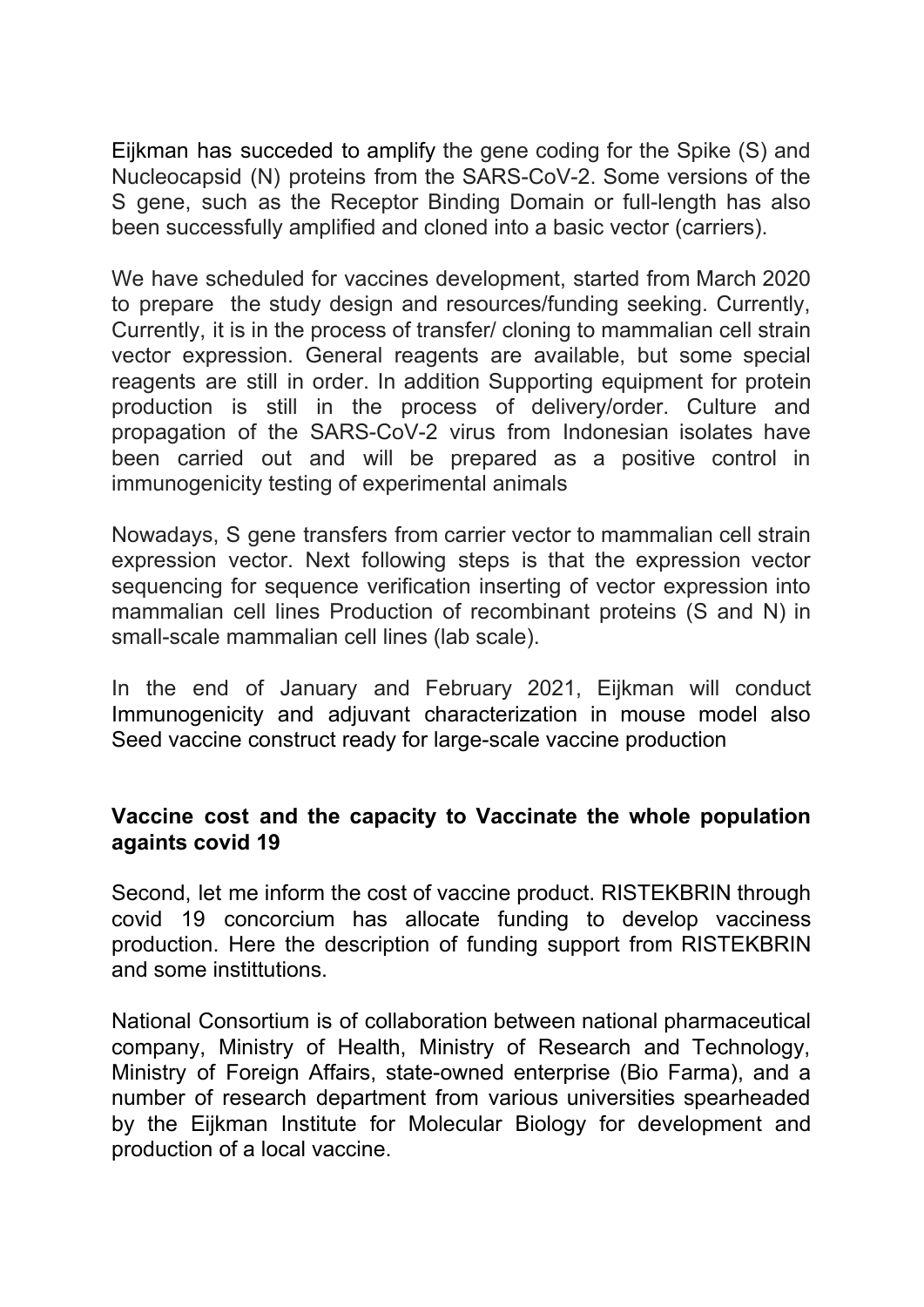Eijkman has succeded to amplify the gene coding for the Spike (S) and Nucleocapsid (N) proteins from the SARS-CoV-2. Some versions of the S gene, such as the Receptor Binding Domain or full-length has also been successfully amplified and cloned into a basic vector (carriers).

We have scheduled for vaccines development, started from March 2020 to prepare the study design and resources/funding seeking. Currently, Currently, it is in the process of transfer/ cloning to mammalian cell strain vector expression. General reagents are available, but some special reagents are still in order. In addition Supporting equipment for protein production is still in the process of delivery/order. Culture and propagation of the SARS-CoV-2 virus from Indonesian isolates have been carried out and will be prepared as a positive control in immunogenicity testing of experimental animals

Nowadays, S gene transfers from carrier vector to mammalian cell strain expression vector. Next following steps is that the expression vector sequencing for sequence verification inserting of vector expression into mammalian cell lines Production of recombinant proteins (S and N) in small-scale mammalian cell lines (lab scale).

In the end of January and February 2021, Eijkman will conduct Immunogenicity and adjuvant characterization in mouse model also Seed vaccine construct ready for large-scale vaccine production

**Vaccine cost and the capacity to Vaccinate the whole population againts covid 19**

Second, let me inform the cost of vaccine product. RISTEKBRIN through covid 19 concorcium has allocate funding to develop vacciness production. Here the description of funding support from RISTEKBRIN and some instittutions.

National Consortium is of collaboration between national pharmaceutical company, Ministry of Health, Ministry of Research and Technology, Ministry of Foreign Affairs, state-owned enterprise (Bio Farma), and a number of research department from various universities spearheaded by the Eijkman Institute for Molecular Biology for development and production of a local vaccine.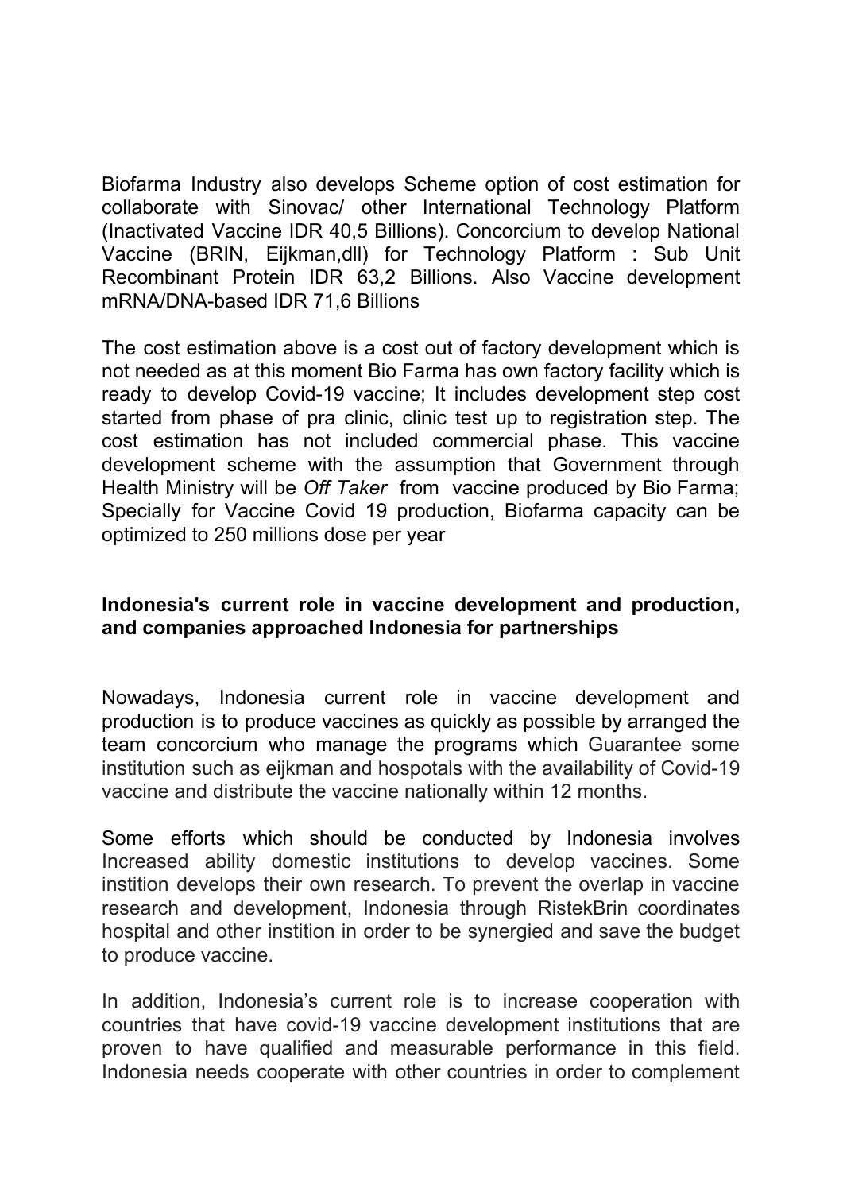Biofarma Industry also develops Scheme option of cost estimation for collaborate with Sinovac/ other International Technology Platform (Inactivated Vaccine IDR 40,5 Billions). Concorcium to develop National Vaccine (BRIN, Eijkman,dll) for Technology Platform : Sub Unit Recombinant Protein IDR 63,2 Billions. Also Vaccine development mRNA/DNA-based IDR 71,6 Billions

The cost estimation above is a cost out of factory development which is not needed as at this moment Bio Farma has own factory facility which is ready to develop Covid-19 vaccine; It includes development step cost started from phase of pra clinic, clinic test up to registration step. The cost estimation has not included commercial phase. This vaccine development scheme with the assumption that Government through Health Ministry will be *Off Taker* from vaccine produced by Bio Farma; Specially for Vaccine Covid 19 production, Biofarma capacity can be optimized to 250 millions dose per year

**Indonesia's current role in vaccine development and production, and companies approached Indonesia for partnerships**

Nowadays, Indonesia current role in vaccine development and production is to produce vaccines as quickly as possible by arranged the team concorcium who manage the programs which Guarantee some institution such as eijkman and hospotals with the availability of Covid-19 vaccine and distribute the vaccine nationally within 12 months.

Some efforts which should be conducted by Indonesia involves Increased ability domestic institutions to develop vaccines. Some institition develops their own research. To prevent the overlap in vaccine research and development, Indonesia through RistekBrin coordinates hospital and other institition in order to be synergied and save the budget to produce vaccine.

In addition, Indonesia's current role is to increase cooperation with countries that have covid-19 vaccine development institutions that are proven to have qualified and measurable performance in this field. Indonesia needs cooperate with other countries in order to complement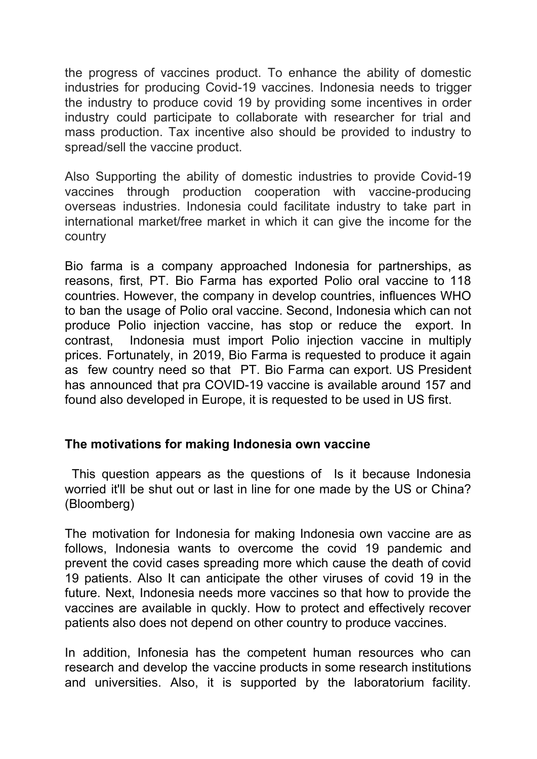the progress of vaccines product. To enhance the ability of domestic industries for producing Covid-19 vaccines. Indonesia needs to trigger the industry to produce covid 19 by providing some incentives in order industry could participate to collaborate with researcher for trial and mass production. Tax incentive also should be provided to industry to spread/sell the vaccine product.

Also Supporting the ability of domestic industries to provide Covid-19 vaccines through production cooperation with vaccine-producing overseas industries. Indonesia could facilitate industry to take part in international market/free market in which it can give the income for the country

Bio farma is a company approached Indonesia for partnerships, as reasons, first, PT. Bio Farma has exported Polio oral vaccine to 118 countries. However, the company in develop countries, influences WHO to ban the usage of Polio oral vaccine. Second, Indonesia which can not produce Polio injection vaccine, has stop or reduce the export. In contrast, Indonesia must import Polio injection vaccine in multiply prices. Fortunately, in 2019, Bio Farma is requested to produce it again as few country need so that PT. Bio Farma can export. US President has announced that pra COVID-19 vaccine is available around 157 and found also developed in Europe, it is requested to be used in US first.

**The motivations for making Indonesia own vaccine**

This question appears as the questions of Is it because Indonesia worried it'll be shut out or last in line for one made by the US or China? (Bloomberg)

The motivation for Indonesia for making Indonesia own vaccine are as follows, Indonesia wants to overcome the covid 19 pandemic and prevent the covid cases spreading more which cause the death of covid 19 patients. Also It can anticipate the other viruses of covid 19 in the future. Next, Indonesia needs more vaccines so that how to provide the vaccines are available in quckly. How to protect and effectively recover patients also does not depend on other country to produce vaccines.

In addition, Infonesia has the competent human resources who can research and develop the vaccine products in some research institutions and universities. Also, it is supported by the laboratorium facility.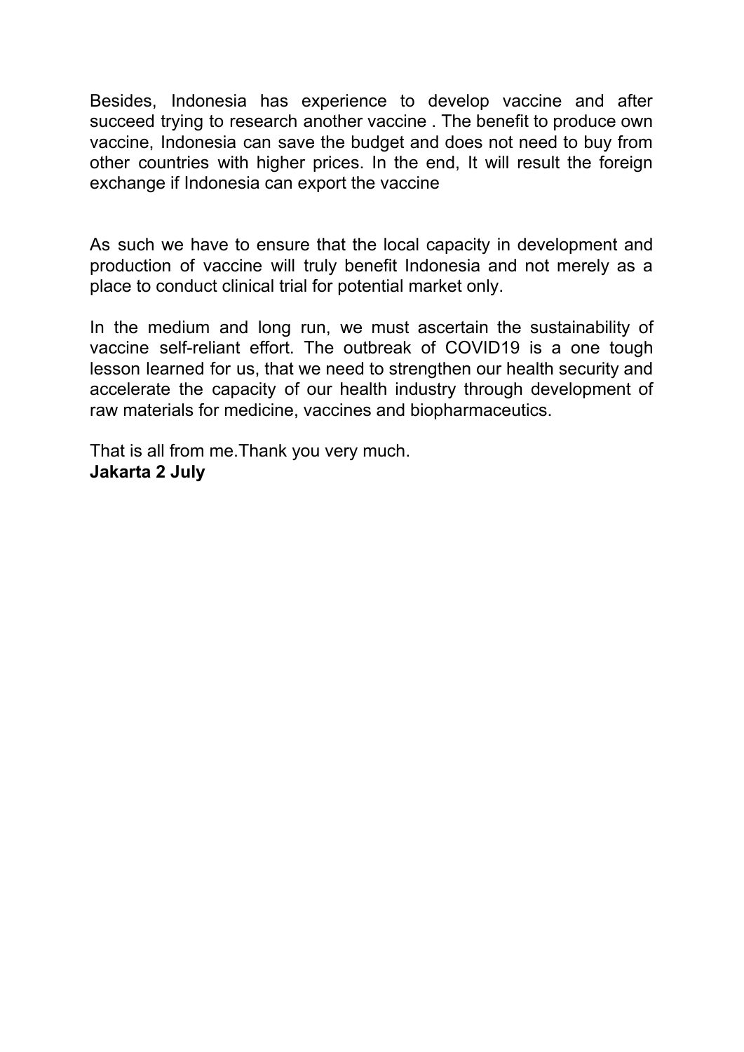Besides, Indonesia has experience to develop vaccine and after succeed trying to research another vaccine . The benefit to produce own vaccine, Indonesia can save the budget and does not need to buy from other countries with higher prices. In the end, It will result the foreign exchange if Indonesia can export the vaccine

As such we have to ensure that the local capacity in development and production of vaccine will truly benefit Indonesia and not merely as a place to conduct clinical trial for potential market only.

In the medium and long run, we must ascertain the sustainability of vaccine self-reliant effort. The outbreak of COVID19 is a one tough lesson learned for us, that we need to strengthen our health security and accelerate the capacity of our health industry through development of raw materials for medicine, vaccines and biopharmaceutics.

That is all from me.Thank you very much.
**Jakarta 2 July**